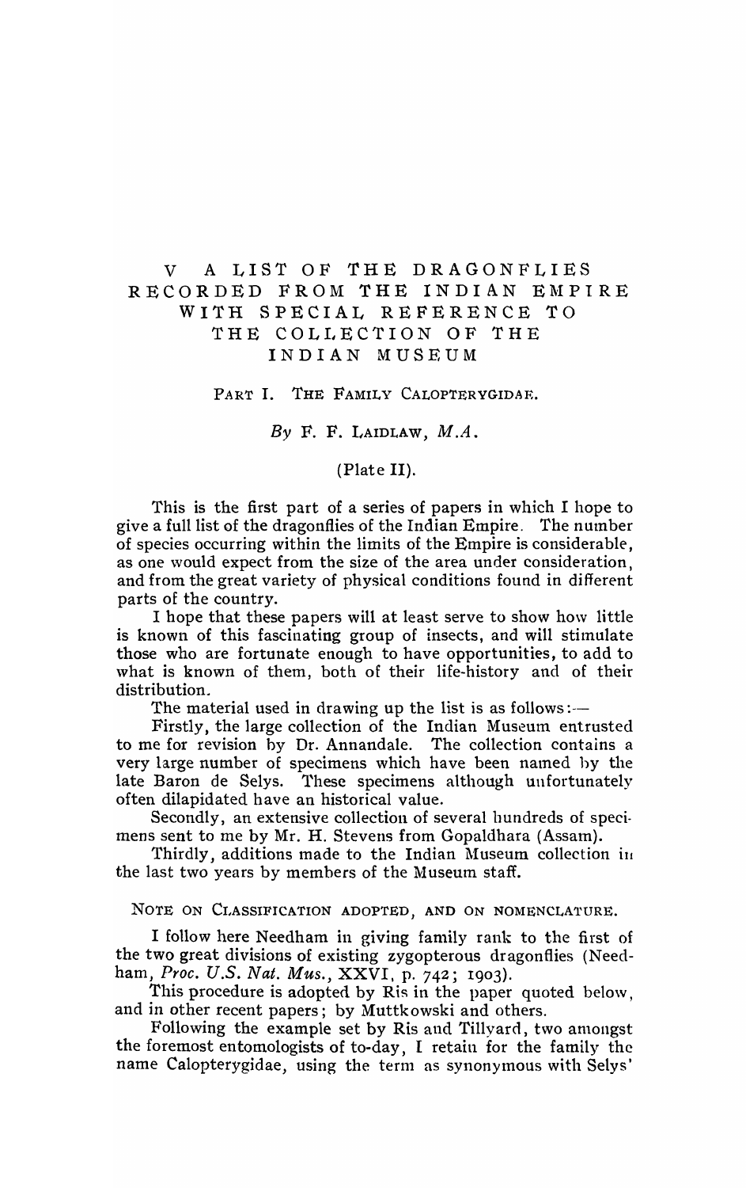# V A LIST OF THE DRAGONFLIES RECORDED FROM THE INDIAN EMPIRE WITH SPECIAL REFERENCE TO THE COLLECTION OF THE INDIAN MUSEUM

## PART I. THE FAMILY CALOPTERYGIDAE.

*By* F. F. LAIDLAW, *M.A.*

(Plate II).

This is the first part of a series of papers in which I hope to give a full list of the dragonflies of the Indian Empire. The number of species occurring within the limits of the Empire is considerable, as one would expect from the size of the area under consideration, and from the great variety of physical conditions found in different parts of the country.

I hope that these papers will at least serve to show how little is known of this fascinating group of insects, and will stimulate those who are fortunate enough to have opportunities, to add to what is known of them, both of their life-history and of their distribution.

The material used in drawing up the list is as follows:—

Firstly, the large collection of the Indian Museum entrusted to me for revision by Dr. Annandale. The collection contains a very large number of specimens which have been named by the late Baron de Selys. These specimens although unfortunately often dilapidated have an historical value.

Secondly, an extensive collection of several hundreds of specimens sent to me by Mr. H. Stevens from Gopaldhara (Assam).

Thirdly, additions made to the Indian Museum collection in the last two years by members of the Museum staff.

### NOTE ON CLASSIFICATION ADOPTED, AND ON NOMENCLATURE.

I follow here Needham in giving family rank to the first of the two great divisions of existing zygopterous dragonflies (Needham, *Proc. U.S. Nat. Mus.*, XXVI, p. 742; 1903).

This procedure is adopted by Ris in the paper quoted below, and in other recent papers; by Muttkowski and others.

Following the example set by Ris and Tillyard, two amongst the foremost entomologists of to-day, I retain for the family the name Calopterygidae, using the term as synonymous with Selys'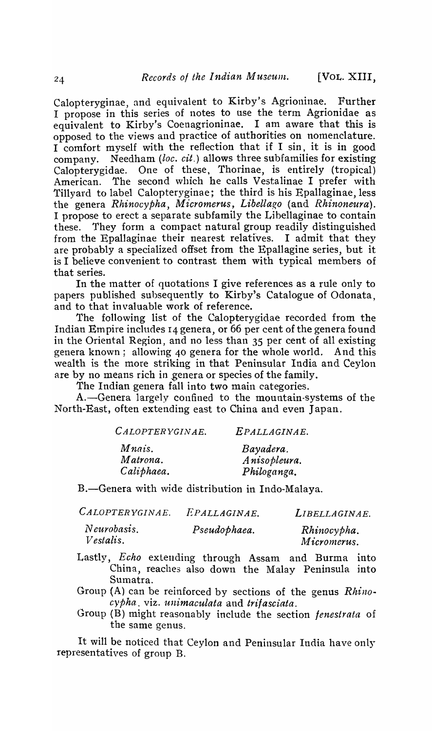Calopteryginae, and equivalent to Kirby's Agrioninae. Further I propose in this series of notes to use the term Agrionidae as equivalent to Kirby's Coenagrioninae. I am aware that this is opposed to the views and practice of authorities on nomenclature. I comfort myself with the reflection that if I sin, it is in good company. Needham (*loc. cit.*) allows three subfamilies for existing Calopterygidae. One of these, Thorinae, is entirely (tropical) American. The second which he calls Vestalinae I prefer with Tillyard to label Calopteryginae; the third is his Epallaginae, less the genera *Rhinocypha, Micromerus, Libellago* (and *Rhinoneura*). I propose to erect a separate subfamily the Libellaginae to contain these. They form a compact natural group readily distinguished from the Epallaginae their nearest relatives. I admit that they are probably a specialized offset from the Epallagine series, but it is I believe convenient to contrast them with typical members of that series.

In the matter of quotations I give references as a rule only to papers published subsequently to Kirby's Catalogue of Odonata, and to that invaluable work of reference.

The following list of the Calopterygidae recorded from the Indian Empire includes 14 genera, or 66 per cent of the genera found in the Oriental Region, and no less than 35 per cent of all existing genera known; allowing 40 genera for the whole world. And this wealth is the more striking in that Peninsular India and Ceylon are by no means rich in genera or species of the family.

The Indian genera fall into two main categories.

A.—Genera largely confined to the mountain-systems of the North-East, often extending east to China and even Japan.

| CALOPTERYGINAE. | EPALLAGINAE. |
|---|---|
| *Mnais.* | *Bayadera.* |
| *Matrona.* | *Anisopleura.* |
| *Caliphaea.* | *Philoganga.* |

B.—Genera with wide distribution in Indo-Malaya.

| CALOPTERYGINAE. | EPALLAGINAE. | LIBELLAGINAE. |
|---|---|---|
| *Neurobasis.* | *Pseudophaea.* | *Rhinocypha.* |
| *Vestalis.* | | *Micromerus.* |

Lastly, *Echo* extending through Assam and Burma into China, reaches also down the Malay Peninsula into Sumatra.

Group (A) can be reinforced by sections of the genus *Rhinocypha*, viz. *unimaculata* and *trifasciata*.

Group (B) might reasonably include the section *fenestrata* of the same genus.

It will be noticed that Ceylon and Peninsular India have only representatives of group B.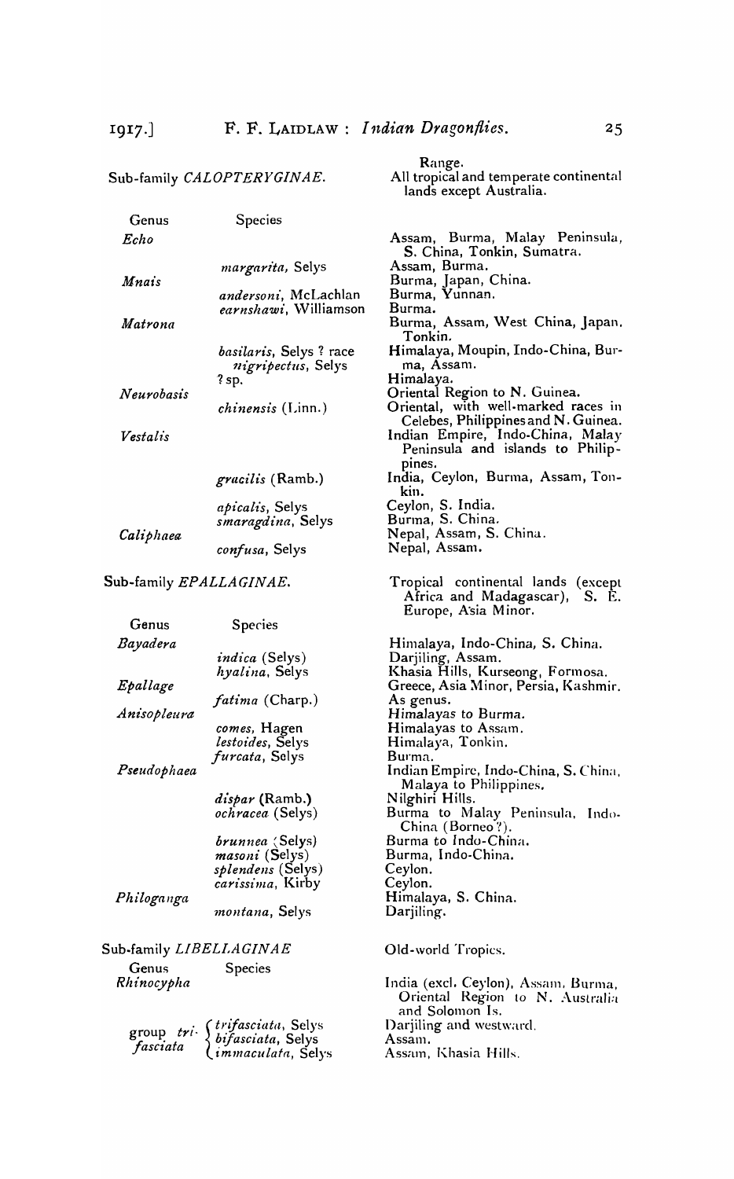| Sub-family *CALOPTERYGINAE*. | | Range. All tropical and temperate continental lands except Australia. |
|---|---|---|
| Genus | Species | |
| *Echo* | | Assam, Burma, Malay Peninsula, S. China, Tonkin, Sumatra. |
| | *margarita*, Selys | Assam, Burma. |
| *Mnais* | | Burma, Japan, China. |
| | *andersoni*, McLachlan | Burma, Yunnan. |
| | *earnshawi*, Williamson | Burma. |
| *Matrona* | | Burma, Assam, West China, Japan, Tonkin. |
| | *basilaris*, Selys ? race *nigripectus*, Selys | Himalaya, Moupin, Indo-China, Burma, Assam. |
| | ? sp. | Himalaya. |
| *Neurobasis* | | Oriental Region to N. Guinea. |
| | *chinensis* (Linn.) | Oriental, with well-marked races in Celebes, Philippines and N. Guinea. |
| *Vestalis* | | Indian Empire, Indo-China, Malay Peninsula and islands to Philippines. |
| | *gracilis* (Ramb.) | India, Ceylon, Burma, Assam, Tonkin. |
| | *apicalis*, Selys | Ceylon, S. India. |
| | *smaragdina*, Selys | Burma, S. China. |
| *Caliphaea* | | Nepal, Assam, S. China. |
| | *confusa*, Selys | Nepal, Assam. |

| Sub-family *EPALLAGINAE*. | | Tropical continental lands (except Africa and Madagascar), S. E. Europe, Asia Minor. |
|---|---|---|
| Genus | Species | |
| *Bayadera* | | Himalaya, Indo-China, S. China. |
| | *indica* (Selys) | Darjiling, Assam. |
| | *hyalina*, Selys | Khasia Hills, Kurseong, Formosa. |
| *Epallage* | | Greece, Asia Minor, Persia, Kashmir. |
| | *fatima* (Charp.) | As genus. |
| *Anisopleura* | | Himalayas to Burma. |
| | *comes*, Hagen | Himalayas to Assam. |
| | *lestoides*, Selys | Himalaya, Tonkin. |
| | *furcata*, Selys | Burma. |
| *Pseudophaea* | | Indian Empire, Indo-China, S. China, Malaya to Philippines. |
| | *dispar* (Ramb.) | Nilghiri Hills. |
| | *ochracea* (Selys) | Burma to Malay Peninsula, Indo-China (Borneo ?). |
| | *brunnea* (Selys) | Burma to Indo-China. |
| | *masoni* (Selys) | Burma, Indo-China. |
| | *splendens* (Selys) | Ceylon. |
| | *carissima*, Kirby | Ceylon. |
| *Philoganga* | | Himalaya, S. China. |
| | *montana*, Selys | Darjiling. |

| Sub-family *LIBELLAGINAE* | | Old-world Tropics. |
|---|---|---|
| Genus | Species | |
| *Rhinocypha* | | India (excl. Ceylon), Assam, Burma, Oriental Region to N. Australia and Solomon Is. |
| group *trifasciata* | *trifasciata*, Selys | Darjiling and westward. |
| | *bifasciata*, Selys | Assam. |
| | *immaculata*, Selys | Assam, Khasia Hills. |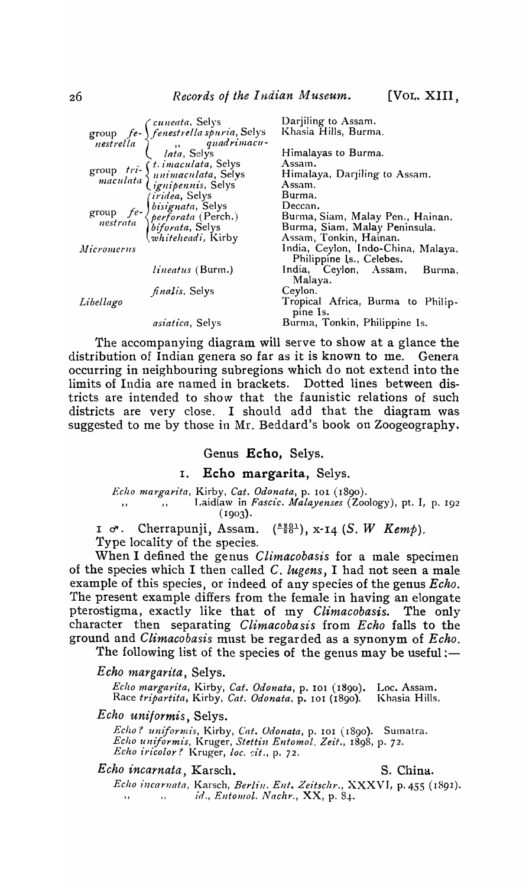| | | |
|---|---|---|
| group *fenestrella* | *cuneata*, Selys | Darjiling to Assam. |
| | *fenestrella spuria*, Selys | Khasia Hills, Burma. |
| | ,, *quadrimaculata*, Selys | Himalayas to Burma. |
| group *trimaculata* | *t. imaculata*, Selys | Assam. |
| | *unimaculata*, Selys | Himalaya, Darjiling to Assam. |
| | *ignipennis*, Selys | Assam. |
| group *fenestrata* | *iridea*, Selys | Burma. |
| | *bisignata*, Selys | Deccan. |
| | *perforata* (Perch.) | Burma, Siam, Malay Pen., Hainan. |
| | *biforata*, Selys | Burma, Siam, Malay Peninsula. |
| | *whiteheadi*, Kirby | Assam, Tonkin, Hainan. |
| *Micromerus* | | India, Ceylon, Indo-China, Malaya, Philippine Is., Celebes. |
| | *lineatus* (Burm.) | India, Ceylon, Assam, Burma, Malaya. |
| | *finalis*, Selys | Ceylon. |
| *Libellago* | | Tropical Africa, Burma to Philippine Is. |
| | *asiatica*, Selys | Burma, Tonkin, Philippine Is. |

The accompanying diagram will serve to show at a glance the distribution of Indian genera so far as it is known to me. Genera occurring in neighbouring subregions which do not extend into the limits of India are named in brackets. Dotted lines between districts are intended to show that the faunistic relations of such districts are very close. I should add that the diagram was suggested to me by those in Mr. Beddard's book on Zoogeography.

## Genus **Echo**, Selys.

### 1. **Echo margarita**, Selys.

*Echo margarita*, Kirby, *Cat. Odonata*, p. 101 (1890).
,, ,, Laidlaw in *Fascic. Malayenses* (Zoology), pt. I, p. 192 (1903).

1 ♂. Cherrapunji, Assam. ($\frac{8201}{20}$), x-14 (*S. W Kemp*).
Type locality of the species.

When I defined the genus *Climacobasis* for a male specimen of the species which I then called *C. lugens*, I had not seen a male example of this species, or indeed of any species of the genus *Echo*. The present example differs from the female in having an elongate pterostigma, exactly like that of my *Climacobasis*. The only character then separating *Climacobasis* from *Echo* falls to the ground and *Climacobasis* must be regarded as a synonym of *Echo*.

The following list of the species of the genus may be useful:—

*Echo margarita*, Selys.

*Echo margarita*, Kirby, *Cat. Odonata*, p. 101 (1890). Loc. Assam.
Race *tripartita*, Kirby, *Cat. Odonata*, p. 101 (1890). Khasia Hills.

*Echo uniformis*, Selys.

*Echo? uniformis*, Kirby, *Cat. Odonata*, p. 101 (1890). Sumatra.
*Echo uniformis*, Kruger, *Stettin Entomol. Zeit.*, 1898, p. 72.
*Echo iricolor?* Kruger, *loc. cit.*, p. 72.

*Echo incarnata*, Karsch. S. China.

*Echo incarnata*, Karsch, *Berlin. Ent. Zeitschr.*, XXXVI, p. 455 (1891).
,, ,, *id.*, *Entomol. Nachr.*, XX, p. 84.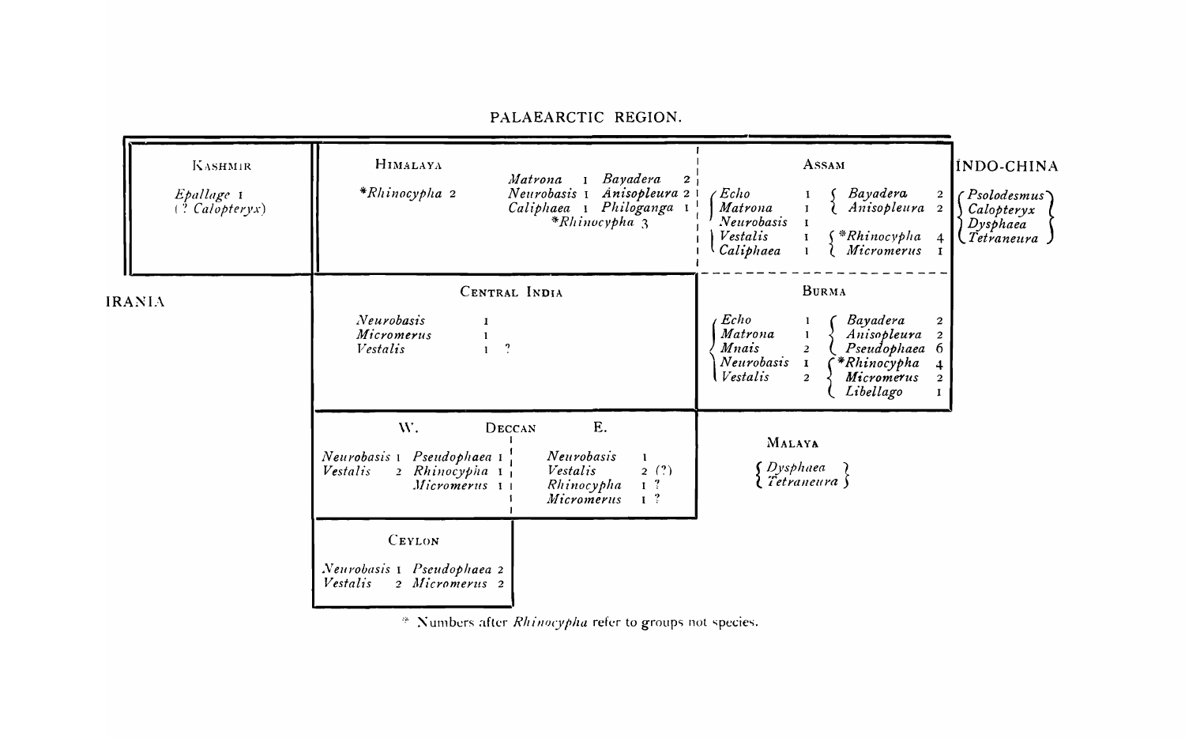PALAEARCTIC REGION.

### Kashmir

*Epallage* 1
(? *Calopteryx*)

### Himalaya

*\*Rhinocypha* 2

| | | | |
|---|---|---|---|
| *Matrona* | 1 | *Bayadera* | 2 |
| *Neurobasis* | 1 | *Anisopleura* | 2 |
| *Caliphaea* | 1 | *Philoganga* | 1 |
| *\*Rhinocypha* 3 | | | |

### Assam

| | | | |
|---|---|---|---|
| *Echo* | 1 | *Bayadera* | 2 |
| *Matrona* | 1 | *Anisopleura* | 2 |
| *Neurobasis* | 1 | | |
| *Vestalis* | 1 | *\*Rhinocypha* | 4 |
| *Caliphaea* | 1 | *Micromerus* | 1 |

### Indo-China

*Psolodesmus*
*Calopteryx*
*Dysphaea*
*Tetraneura*

IRANIA

### Central India

| | |
|---|---|
| *Neurobasis* | 1 |
| *Micromerus* | 1 |
| *Vestalis* | 1 ? |

### Burma

| | | | |
|---|---|---|---|
| *Echo* | 1 | *Bayadera* | 2 |
| *Matrona* | 1 | *Anisopleura* | 2 |
| *Mnais* | 2 | *Pseudophaea* | 6 |
| *Neurobasis* | 1 | *\*Rhinocypha* | 4 |
| *Vestalis* | 2 | *Micromerus* | 2 |
| | | *Libellago* | 1 |

### Deccan

**W.**

| | | | |
|---|---|---|---|
| *Neurobasis* | 1 | *Pseudophaea* | 1 |
| *Vestalis* | 2 | *Rhinocypha* | 1 |
| | | *Micromerus* | 1 |

**E.**

| | |
|---|---|
| *Neurobasis* | 1 |
| *Vestalis* | 2 (?) |
| *Rhinocypha* | 1 ? |
| *Micromerus* | 1 ? |

### Malaya

*Dysphaea*
*Tetraneura*

### Ceylon

| | | | |
|---|---|---|---|
| *Neurobasis* | 1 | *Pseudophaea* | 2 |
| *Vestalis* | 2 | *Micromerus* | 2 |

\* Numbers after *Rhinocypha* refer to groups not species.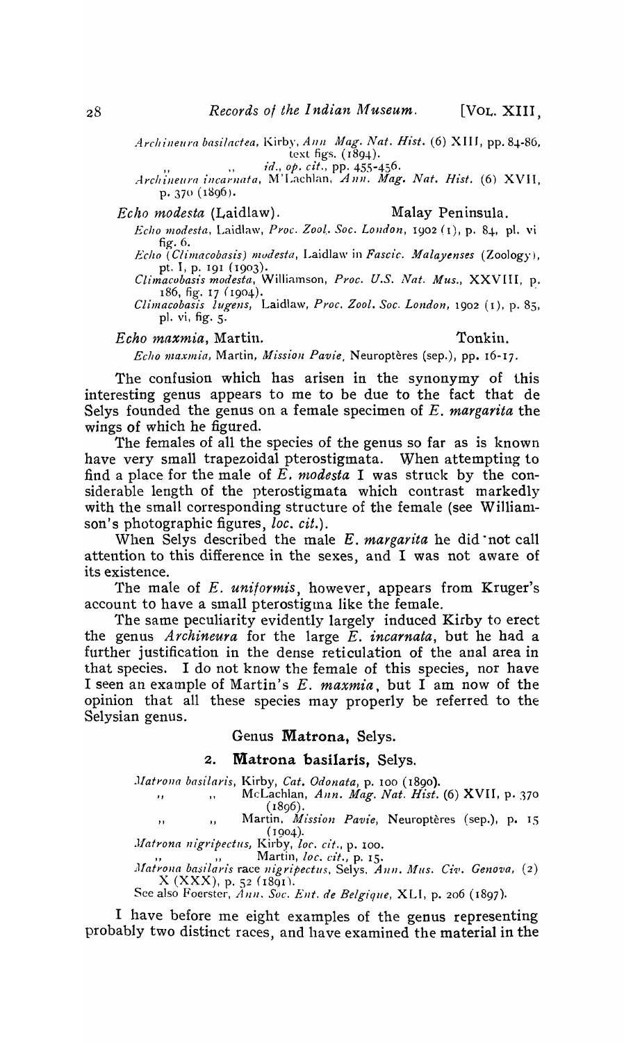*Archineura basilactea*, Kirby, *Ann Mag. Nat. Hist.* (6) XIII, pp. 84-86, text figs. (1894).

,, ,, *id.*, *op. cit.*, pp. 455-456.

*Archineura incarnata*, M'Lachlan, *Ann. Mag. Nat. Hist.* (6) XVII, p. 370 (1896).

*Echo modesta* (Laidlaw). Malay Peninsula.

*Echo modesta*, Laidlaw, *Proc. Zool. Soc. London*, 1902 (1), p. 84, pl. vi fig. 6.

*Echo (Climacobasis) modesta*, Laidlaw in *Fascic. Malayenses* (Zoology), pt. I, p. 191 (1903).

*Climacobasis modesta*, Williamson, *Proc. U.S. Nat. Mus.*, XXVIII, p. 186, fig. 17 (1904).

*Climacobasis lugens*, Laidlaw, *Proc. Zool. Soc. London*, 1902 (1), p. 85, pl. vi, fig. 5.

*Echo maxmia*, Martin. Tonkin.

*Echo maxmia*, Martin, *Mission Pavie*, Neuroptères (sep.), pp. 16-17.

The confusion which has arisen in the synonymy of this interesting genus appears to me to be due to the fact that de Selys founded the genus on a female specimen of *E. margarita* the wings of which he figured.

The females of all the species of the genus so far as is known have very small trapezoidal pterostigmata. When attempting to find a place for the male of *E. modesta* I was struck by the considerable length of the pterostigmata which contrast markedly with the small corresponding structure of the female (see Williamson's photographic figures, *loc. cit.*).

When Selys described the male *E. margarita* he did not call attention to this difference in the sexes, and I was not aware of its existence.

The male of *E. uniformis*, however, appears from Kruger's account to have a small pterostigma like the female.

The same peculiarity evidently largely induced Kirby to erect the genus *Archineura* for the large *E. incarnata*, but he had a further justification in the dense reticulation of the anal area in that species. I do not know the female of this species, nor have I seen an example of Martin's *E. maxmia*, but I am now of the opinion that all these species may properly be referred to the Selysian genus.

## Genus **Matrona**, Selys.

### 2. **Matrona basilaris**, Selys.

*Matrona basilaris*, Kirby, *Cat. Odonata*, p. 100 (1890).

,, ,, McLachlan, *Ann. Mag. Nat. Hist.* (6) XVII, p. 370 (1896).

,, ,, Martin, *Mission Pavie*, Neuroptères (sep.), p. 15 (1904).

*Matrona nigripectus*, Kirby, *loc. cit.*, p. 100.

,, ,, Martin, *loc. cit.*, p. 15.

*Matrona basilaris* race *nigripectus*, Selys, *Ann. Mus. Civ. Genova*, (2) X (XXX), p. 52 (1891).

See also Foerster, *Ann. Soc. Ent. de Belgique*, XLI, p. 206 (1897).

I have before me eight examples of the genus representing probably two distinct races, and have examined the material in the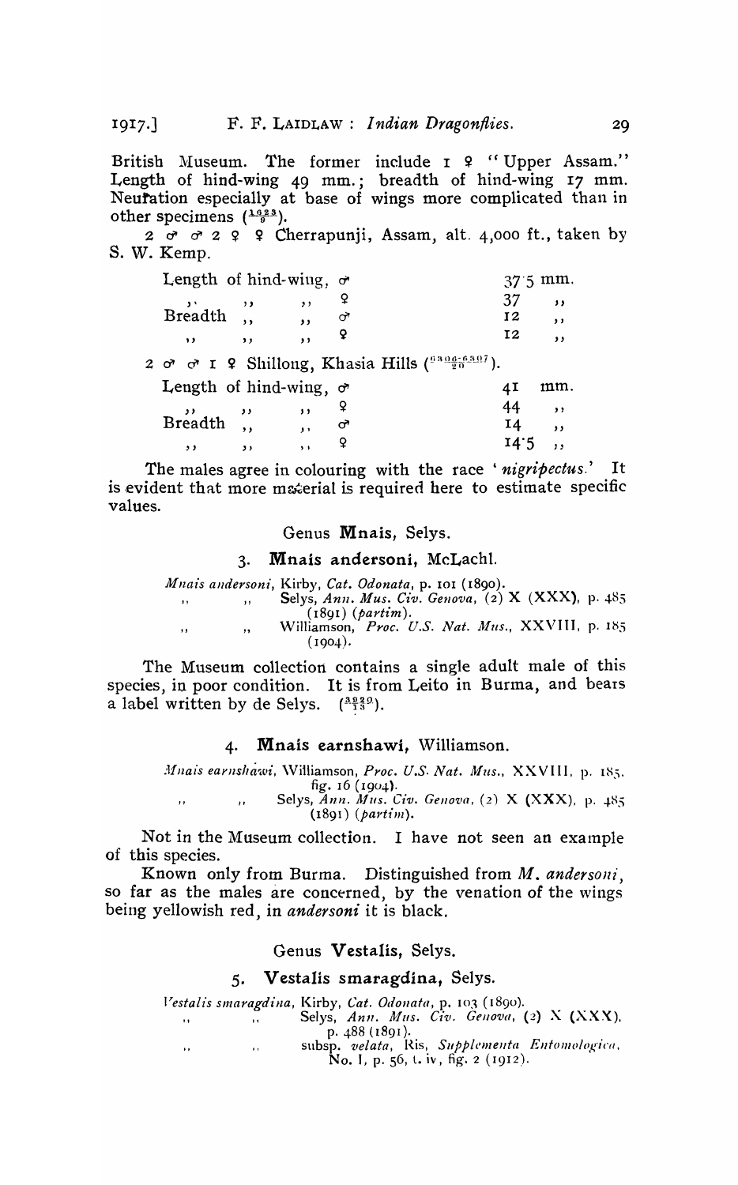British Museum. The former include 1 ♀ "Upper Assam." Length of hind-wing 49 mm.; breadth of hind-wing 17 mm. Neuration especially at base of wings more complicated than in other specimens ($\frac{1623}{9}$).

2 ♂ ♂ 2 ♀ ♀ Cherrapunji, Assam, alt. 4,000 ft., taken by S. W. Kemp.

| | | |
|---|---|---|
| Length of hind-wing, ♂ | 37·5 | mm. |
| ,, ,, ,, ♀ | 37 | ,, |
| Breadth ,, ,, ♂ | 12 | ,, |
| ,, ,, ,, ♀ | 12 | ,, |

2 ♂ ♂ 1 ♀ Shillong, Khasia Hills ($\frac{6306-6307}{20}$).

| | | |
|---|---|---|
| Length of hind-wing, ♂ | 41 | mm. |
| ,, ,, ,, ♀ | 44 | ,, |
| Breadth ,, ,, ♂ | 14 | ,, |
| ,, ,, ,, ♀ | 14·5 | ,, |

The males agree in colouring with the race '*nigripectus*.' It is evident that more material is required here to estimate specific values.

## Genus **Mnais**, Selys.

### 3. **Mnais andersoni**, McLachl.

*Mnais andersoni*, Kirby, *Cat. Odonata*, p. 101 (1890).
,, ,, Selys, *Ann. Mus. Civ. Genova*, (2) X (XXX), p. 485 (1891) (*partim*).
,, ,, Williamson, *Proc. U.S. Nat. Mus.*, XXVIII, p. 185 (1904).

The Museum collection contains a single adult male of this species, in poor condition. It is from Leito in Burma, and bears a label written by de Selys. ($\frac{3929}{13}$).

### 4. **Mnais earnshawi**, Williamson.

*Mnais earnshawi*, Williamson, *Proc. U.S. Nat. Mus.*, XXVIII, p. 185, fig. 16 (1904).
,, ,, Selys, *Ann. Mus. Civ. Genova*, (2) X (XXX), p. 485 (1891) (*partim*).

Not in the Museum collection. I have not seen an example of this species.

Known only from Burma. Distinguished from *M. andersoni*, so far as the males are concerned, by the venation of the wings being yellowish red, in *andersoni* it is black.

## Genus **Vestalis**, Selys.

### 5. **Vestalis smaragdina**, Selys.

*Vestalis smaragdina*, Kirby, *Cat. Odonata*, p. 103 (1890).
,, ,, Selys, *Ann. Mus. Civ. Genova*, (2) X (XXX), p. 488 (1891).
,, ,, subsp. *velata*, Ris, *Supplementa Entomologica*, No. 1, p. 56, t. iv, fig. 2 (1912).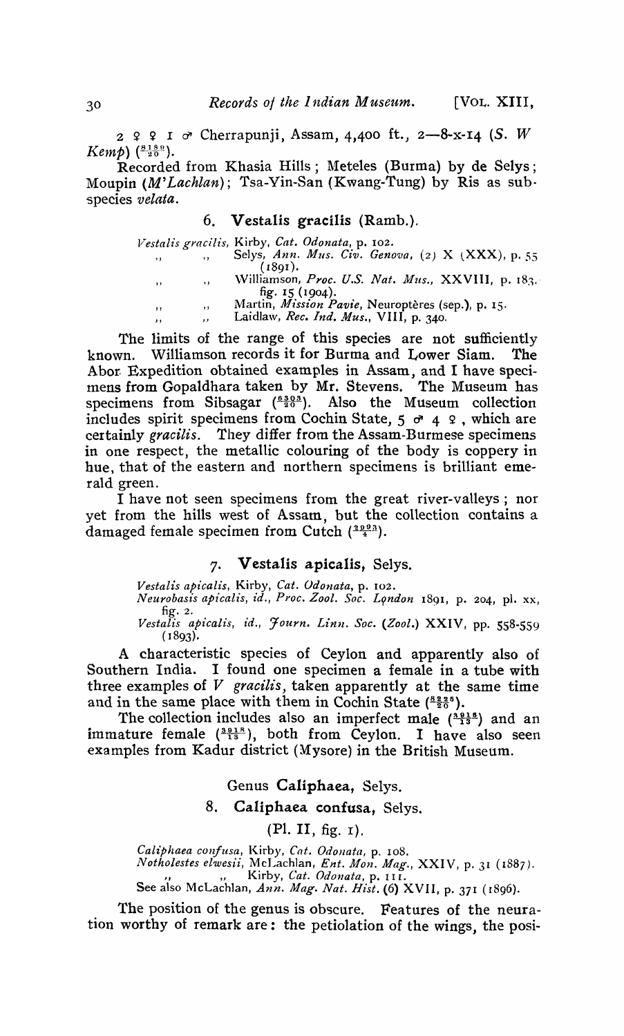2 ♀ ♀ 1 ♂ Cherrapunji, Assam, 4,400 ft., 2—8-x-14 (*S. W Kemp*) ($\frac{8150}{20}$).

Recorded from Khasia Hills; Meteles (Burma) by de Selys; Moupin (*M'Lachlan*); Tsa-Yin-San (Kwang-Tung) by Ris as subspecies *velata*.

### 6. Vestalis gracilis (Ramb.).

*Vestalis gracilis*, Kirby, *Cat. Odonata*, p. 102.
,, ,, Selys, *Ann. Mus. Civ. Genova*, (2) X (XXX), p. 55 (1891).
,, ,, Williamson, *Proc. U.S. Nat. Mus.*, XXVIII, p. 183, fig. 15 (1904).
,, ,, Martin, *Mission Pavie*, Neuroptères (sep.), p. 15.
,, ,, Laidlaw, *Rec. Ind. Mus.*, VIII, p. 340.

The limits of the range of this species are not sufficiently known. Williamson records it for Burma and Lower Siam. The Abor Expedition obtained examples in Assam, and I have specimens from Gopaldhara taken by Mr. Stevens. The Museum has specimens from Sibsagar ($\frac{6393}{20}$). Also the Museum collection includes spirit specimens from Cochin State, 5 ♂ 4 ♀, which are certainly *gracilis*. They differ from the Assam-Burmese specimens in one respect, the metallic colouring of the body is coppery in hue, that of the eastern and northern specimens is brilliant emerald green.

I have not seen specimens from the great river-valleys; nor yet from the hills west of Assam, but the collection contains a damaged female specimen from Cutch ($\frac{2993}{4}$).

### 7. Vestalis apicalis, Selys.

*Vestalis apicalis*, Kirby, *Cat. Odonata*, p. 102.
*Neurobasis apicalis*, *id.*, *Proc. Zool. Soc. London* 1891, p. 204, pl. xx, fig. 2.
*Vestalis apicalis*, *id.*, *Journ. Linn. Soc. (Zool.)* XXIV, pp. 558-559 (1893).

A characteristic species of Ceylon and apparently also of Southern India. I found one specimen a female in a tube with three examples of *V gracilis*, taken apparently at the same time and in the same place with them in Cochin State ($\frac{8225}{20}$).

The collection includes also an imperfect male ($\frac{3918}{13}$) and an immature female ($\frac{3918}{13}$), both from Ceylon. I have also seen examples from Kadur district (Mysore) in the British Museum.

## Genus Caliphaea, Selys.

### 8. Caliphaea confusa, Selys.

(Pl. II, fig. 1).

*Caliphaea confusa*, Kirby, *Cat. Odonata*, p. 108.
*Notholestes elwesii*, McLachlan, *Ent. Mon. Mag.*, XXIV, p. 31 (1887).
,, ,, Kirby, *Cat. Odonata*, p. 111.
See also McLachlan, *Ann. Mag. Nat. Hist.* (6) XVII, p. 371 (1896).

The position of the genus is obscure. Features of the neuration worthy of remark are: the petiolation of the wings, the posi-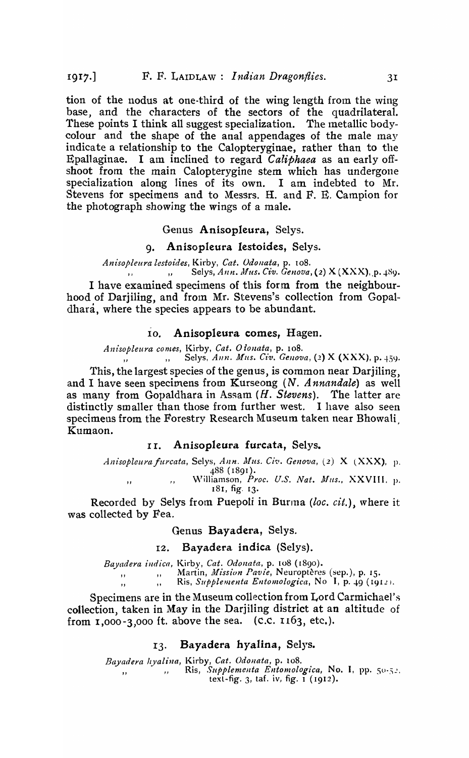tion of the nodus at one-third of the wing length from the wing base, and the characters of the sectors of the quadrilateral. These points I think all suggest specialization. The metallic body-colour and the shape of the anal appendages of the male may indicate a relationship to the Calopteryginae, rather than to the Epallaginae. I am inclined to regard *Caliphaea* as an early off-shoot from the main Calopterygine stem which has undergone specialization along lines of its own. I am indebted to Mr. Stevens for specimens and to Messrs. H. and F. E. Campion for the photograph showing the wings of a male.

### Genus **Anisopleura**, Selys.

#### 9. **Anisopleura lestoides**, Selys.

*Anisopleura lestoides*, Kirby, *Cat. Odonata*, p. 108.
,, ,, Selys, *Ann. Mus. Civ. Genova*, (2) X (XXX), p. 489.

I have examined specimens of this form from the neighbourhood of Darjiling, and from Mr. Stevens's collection from Gopaldhara, where the species appears to be abundant.

#### 10. **Anisopleura comes**, Hagen.

*Anisopleura comes*, Kirby, *Cat. Odonata*, p. 108.
,, ,, Selys, *Ann. Mus. Civ. Genova*, (2) X (XXX), p. 459.

This, the largest species of the genus, is common near Darjiling, and I have seen specimens from Kurseong (*N. Annandale*) as well as many from Gopaldhara in Assam (*H. Stevens*). The latter are distinctly smaller than those from further west. I have also seen specimens from the Forestry Research Museum taken near Bhowali, Kumaon.

#### 11. **Anisopleura furcata**, Selys.

*Anisopleura furcata*, Selys, *Ann. Mus. Civ. Genova*, (2) X (XXX), p. 488 (1891).
,, ,, Williamson, *Proc. U.S. Nat. Mus.*, XXVIII, p. 181, fig. 13.

Recorded by Selys from Puepoli in Burma (*loc. cit.*), where it was collected by Fea.

### Genus **Bayadera**, Selys.

#### 12. **Bayadera indica** (Selys).

*Bayadera indica*, Kirby, *Cat. Odonata*, p. 108 (1890).
,, ,, Martin, *Mission Pavie*, Neuroptères (sep.), p. 15.
,, ,, Ris, *Supplementa Entomologica*, No I, p. 49 (1912).

Specimens are in the Museum collection from Lord Carmichael's collection, taken in May in the Darjiling district at an altitude of from 1,000-3,000 ft. above the sea. (c.c. 1163, etc.).

#### 13. **Bayadera hyalina**, Selys.

*Bayadera hyalina*, Kirby, *Cat. Odonata*, p. 108.
,, ,, Ris, *Supplementa Entomologica*, No. I, pp. 50-52, text-fig. 3, taf. iv, fig. 1 (1912).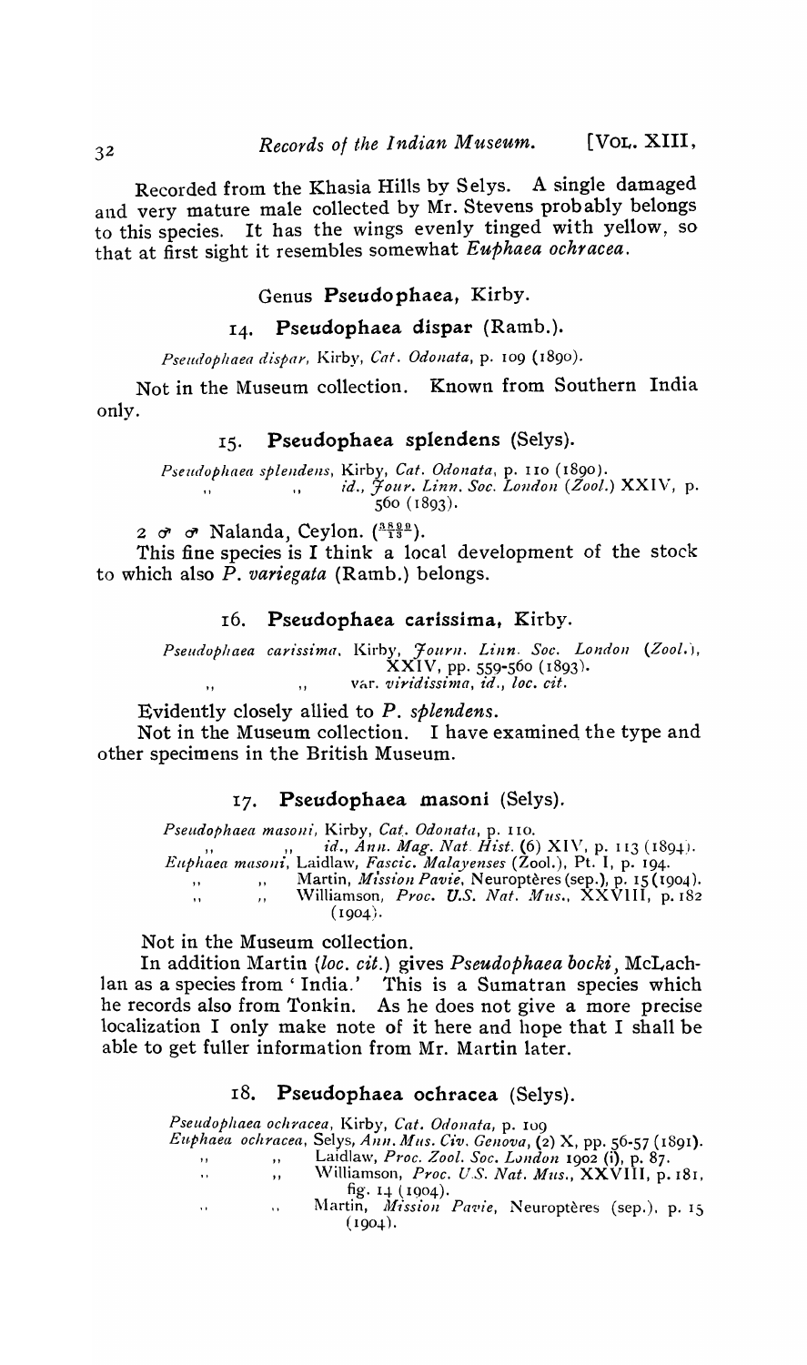Recorded from the Khasia Hills by Selys. A single damaged and very mature male collected by Mr. Stevens probably belongs to this species. It has the wings evenly tinged with yellow, so that at first sight it resembles somewhat *Euphaea ochracea*.

## Genus **Pseudophaea**, Kirby.

### 14. **Pseudophaea dispar** (Ramb.).

*Pseudophaea dispar*, Kirby, *Cat. Odonata*, p. 109 (1890).

Not in the Museum collection. Known from Southern India only.

### 15. **Pseudophaea splendens** (Selys).

*Pseudophaea splendens*, Kirby, *Cat. Odonata*, p. 110 (1890).
,, ,, *id.*, *Jour. Linn. Soc. London (Zool.)* XXIV, p. 560 (1893).

2 ♂ ♂ Nalanda, Ceylon. ($\frac{8590}{13}$).

This fine species is I think a local development of the stock to which also *P. variegata* (Ramb.) belongs.

### 16. **Pseudophaea carissima**, Kirby.

*Pseudophaea carissima*, Kirby, *Journ. Linn. Soc. London (Zool.)*, XXIV, pp. 559-560 (1893).
,, ,, var. *viridissima*, *id.*, *loc. cit.*

Evidently closely allied to *P. splendens*.

Not in the Museum collection. I have examined the type and other specimens in the British Museum.

### 17. **Pseudophaea masoni** (Selys).

*Pseudophaea masoni*, Kirby, *Cat. Odonata*, p. 110.
,, ,, *id.*, *Ann. Mag. Nat. Hist.* (6) XIV, p. 113 (1894).
*Euphaea masoni*, Laidlaw, *Fascic. Malayenses* (Zool.), Pt. I, p. 194.
,, ,, Martin, *Mission Pavie*, Neuroptères (sep.), p. 15 (1904).
,, ,, Williamson, *Proc. U.S. Nat. Mus.*, XXVIII, p. 182 (1904).

Not in the Museum collection.

In addition Martin (*loc. cit.*) gives *Pseudophaea bocki*, McLachlan as a species from 'India.' This is a Sumatran species which he records also from Tonkin. As he does not give a more precise localization I only make note of it here and hope that I shall be able to get fuller information from Mr. Martin later.

### 18. **Pseudophaea ochracea** (Selys).

*Pseudophaea ochracea*, Kirby, *Cat. Odonata*, p. 109
*Euphaea ochracea*, Selys, *Ann. Mus. Civ. Genova*, (2) X, pp. 56-57 (1891).
,, ,, Laidlaw, *Proc. Zool. Soc. London* 1902 (i), p. 87.
,, ,, Williamson, *Proc. U.S. Nat. Mus.*, XXVIII, p. 181, fig. 14 (1904).
,, ,, Martin, *Mission Pavie*, Neuroptères (sep.), p. 15 (1904).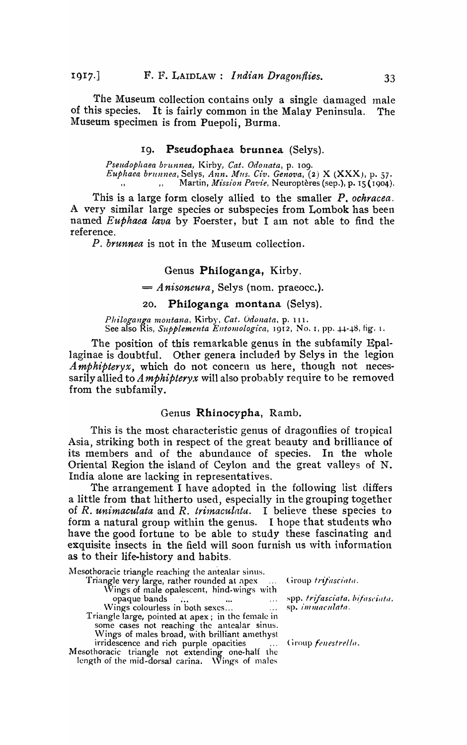The Museum collection contains only a single damaged male of this species. It is fairly common in the Malay Peninsula. The Museum specimen is from Puepoli, Burma.

### 19. **Pseudophaea brunnea** (Selys).

*Pseudophaea brunnea,* Kirby, *Cat. Odonata*, p. 109.
*Euphaea brunnea*, Selys, *Ann. Mus. Civ. Genova*, (2) X (XXX), p. 57.
,, ,, Martin, *Mission Pavie*, Neuroptères (sep.), p. 15 (1904).

This is a large form closely allied to the smaller *P. ochracea*. A very similar large species or subspecies from Lombok has been named *Euphaea lava* by Foerster, but I am not able to find the reference.

*P. brunnea* is not in the Museum collection.

## Genus **Philoganga**, Kirby.

= *Anisoneura*, Selys (nom. praeocc.).

### 20. **Philoganga montana** (Selys).

*Philoganga montana,* Kirby, *Cat. Odonata*, p. 111.
See also Ris, *Supplementa Entomologica*, 1912, No. 1, pp. 44-48, fig. 1.

The position of this remarkable genus in the subfamily Epallaginae is doubtful. Other genera included by Selys in the legion *Amphipteryx*, which do not concern us here, though not necessarily allied to *Amphipteryx* will also probably require to be removed from the subfamily.

## Genus **Rhinocypha**, Ramb.

This is the most characteristic genus of dragonflies of tropical Asia, striking both in respect of the great beauty and brilliance of its members and of the abundance of species. In the whole Oriental Region the island of Ceylon and the great valleys of N. India alone are lacking in representatives.

The arrangement I have adopted in the following list differs a little from that hitherto used, especially in the grouping together of *R. unimaculata* and *R. trimaculata*. I believe these species to form a natural group within the genus. I hope that students who have the good fortune to be able to study these fascinating and exquisite insects in the field will soon furnish us with information as to their life-history and habits.

Mesothoracic triangle reaching the antealar sinus.
- Triangle very large, rather rounded at apex ... Group *trifasciata*.
  - Wings of male opalescent, hind-wings with opaque bands ... ... ... spp. *trifasciata, bifasciata*.
  - Wings colourless in both sexes... ... sp. *immaculata*.
- Triangle large, pointed at apex; in the female in some cases not reaching the antealar sinus. Wings of males broad, with brilliant amethyst irridescence and rich purple opacities ... Group *fenestrella*.

Mesothoracic triangle not extending one-half the length of the mid-dorsal carina. Wings of males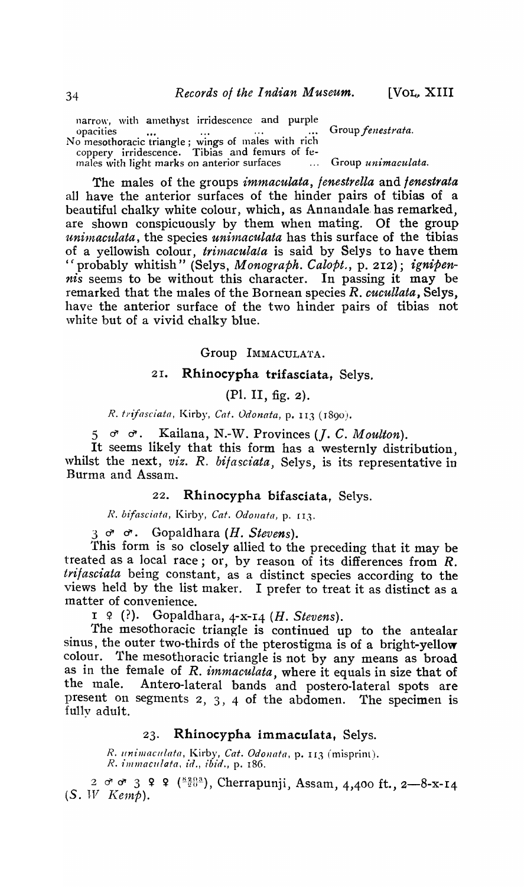narrow, with amethyst irridescence and purple opacities ... ... ... ... Group *fenestrata*.

No mesothoracic triangle; wings of males with rich coppery irridescence. Tibias and femurs of females with light marks on anterior surfaces ... Group *unimaculata*.

The males of the groups *immaculata*, *fenestrella* and *fenestrata* all have the anterior surfaces of the hinder pairs of tibias of a beautiful chalky white colour, which, as Annandale has remarked, are shown conspicuously by them when mating. Of the group *unimaculata*, the species *unimaculata* has this surface of the tibias of a yellowish colour, *trimaculata* is said by Selys to have them "probably whitish" (Selys, *Monograph. Calopt.*, p. 212); *ignipennis* seems to be without this character. In passing it may be remarked that the males of the Bornean species *R. cucullata*, Selys, have the anterior surface of the two hinder pairs of tibias not white but of a vivid chalky blue.

## Group Immaculata.

### 21. Rhinocypha trifasciata, Selys.

(Pl. II, fig. 2).

*R. trifasciata*, Kirby, *Cat. Odonata*, p. 113 (1890).

5 ♂ ♂. Kailana, N.-W. Provinces (*J. C. Moulton*).

It seems likely that this form has a westernly distribution, whilst the next, *viz. R. bifasciata*, Selys, is its representative in Burma and Assam.

### 22. Rhinocypha bifasciata, Selys.

*R. bifasciata*, Kirby, *Cat. Odonata*, p. 113.

3 ♂ ♂. Gopaldhara (*H. Stevens*).

This form is so closely allied to the preceding that it may be treated as a local race; or, by reason of its differences from *R. trifasciata* being constant, as a distinct species according to the views held by the list maker. I prefer to treat it as distinct as a matter of convenience.

1 ♀ (?). Gopaldhara, 4-x-14 (*H. Stevens*).

The mesothoracic triangle is continued up to the antealar sinus, the outer two-thirds of the pterostigma is of a bright-yellow colour. The mesothoracic triangle is not by any means as broad as in the female of *R. immaculata*, where it equals in size that of the male. Antero-lateral bands and postero-lateral spots are present on segments 2, 3, 4 of the abdomen. The specimen is fully adult.

### 23. Rhinocypha immaculata, Selys.

*R. unimaculata*, Kirby, *Cat. Odonata*, p. 113 (misprint).
*R. immaculata*, *id.*, *ibid.*, p. 186.

2 ♂ ♂ 3 ♀ ♀ ($\frac{8203}{20}$), Cherrapunji, Assam, 4,400 ft., 2—8-x-14 (*S. W. Kemp*).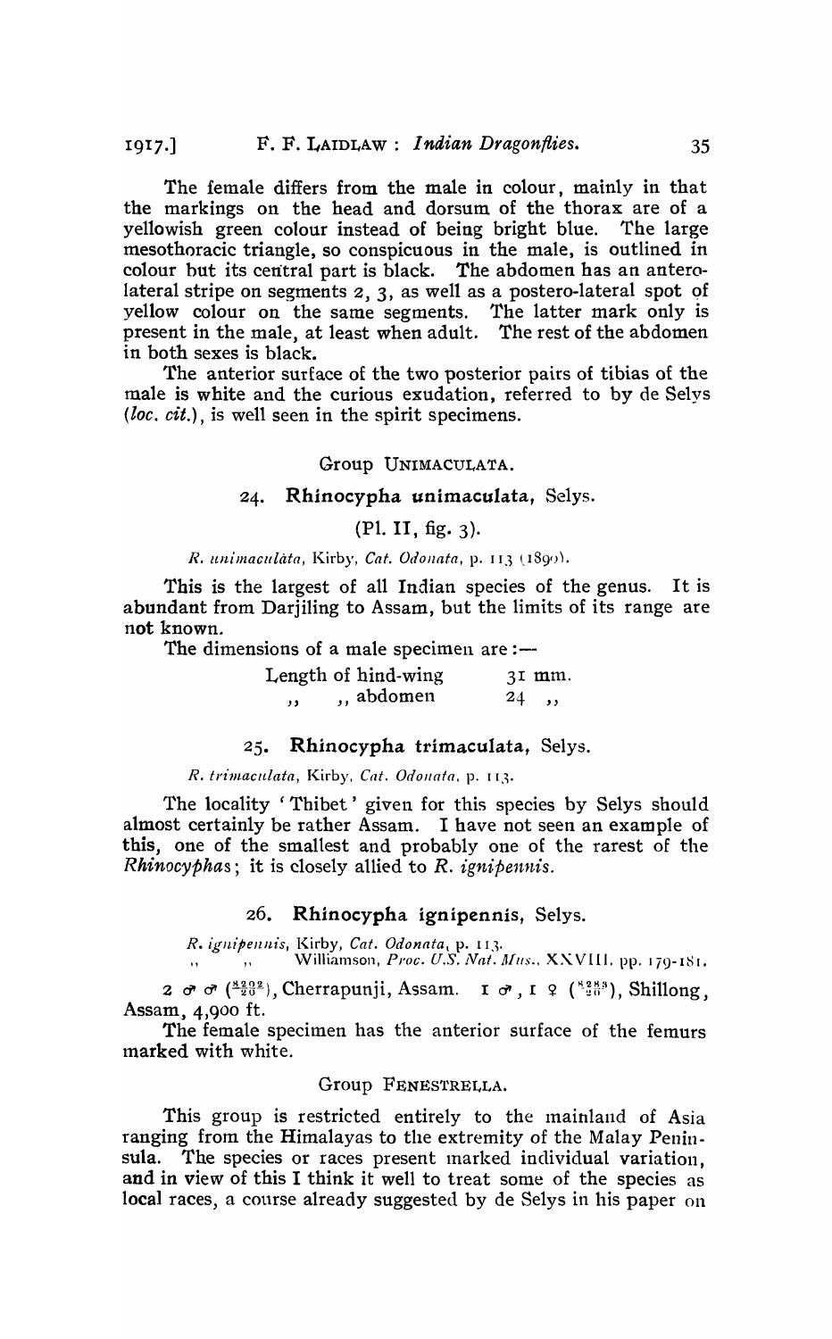The female differs from the male in colour, mainly in that the markings on the head and dorsum of the thorax are of a yellowish green colour instead of being bright blue. The large mesothoracic triangle, so conspicuous in the male, is outlined in colour but its central part is black. The abdomen has an antero-lateral stripe on segments 2, 3, as well as a postero-lateral spot of yellow colour on the same segments. The latter mark only is present in the male, at least when adult. The rest of the abdomen in both sexes is black.

The anterior surface of the two posterior pairs of tibias of the male is white and the curious exudation, referred to by de Selys (*loc. cit.*), is well seen in the spirit specimens.

### Group UNIMACULATA.

### 24. Rhinocypha unimaculata, Selys.

(Pl. II, fig. 3).

*R. unimaculata*, Kirby, *Cat. Odonata*, p. 113 (1890).

This is the largest of all Indian species of the genus. It is abundant from Darjiling to Assam, but the limits of its range are not known.

The dimensions of a male specimen are :—

| | |
|---|---|
| Length of hind-wing | 31 mm. |
| ,, ,, abdomen | 24 ,, |

### 25. Rhinocypha trimaculata, Selys.

*R. trimaculata*, Kirby, *Cat. Odonata*, p. 113.

The locality 'Thibet' given for this species by Selys should almost certainly be rather Assam. I have not seen an example of this, one of the smallest and probably one of the rarest of the *Rhinocyphas*; it is closely allied to *R. ignipennis*.

### 26. Rhinocypha ignipennis, Selys.

*R. ignipennis*, Kirby, *Cat. Odonata*, p. 113.
,, ,, Williamson, *Proc. U.S. Nat. Mus.*, XXVIII, pp. 179-181.

2 ♂♂ ($\frac{8202}{20}$), Cherrapunji, Assam. 1 ♂, 1 ♀ ($\frac{8283}{20}$), Shillong, Assam, 4,900 ft.

The female specimen has the anterior surface of the femurs marked with white.

### Group FENESTRELLA.

This group is restricted entirely to the mainland of Asia ranging from the Himalayas to the extremity of the Malay Peninsula. The species or races present marked individual variation, and in view of this I think it well to treat some of the species as local races, a course already suggested by de Selys in his paper on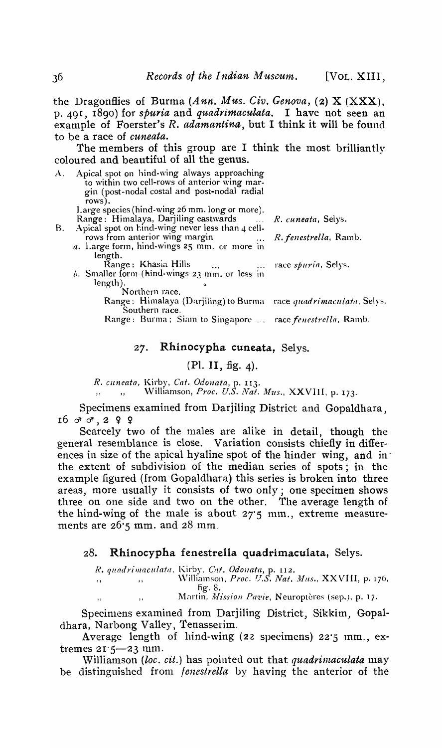the Dragonflies of Burma (*Ann. Mus. Civ. Genova*, (2) X (XXX), p. 491, 1890) for *spuria* and *quadrimaculata*. I have not seen an example of Foerster's *R. adamantina*, but I think it will be found to be a race of *cuneata*.

The members of this group are I think the most brilliantly coloured and beautiful of all the genus.

A. Apical spot on hind-wing always approaching to within two cell-rows of anterior wing margin (post-nodal costal and post-nodal radial rows).
   Large species (hind-wing 26 mm. long or more).
   Range: Himalaya, Darjiling eastwards ... *R. cuneata*, Selys.

B. Apical spot on hind-wing never less than 4 cell-rows from anterior wing margin ... *R. fenestrella*, Ramb.
   a. Large form, hind-wings 25 mm. or more in length.
      Range: Khasia Hills ... ... race *spuria*, Selys.
   b. Smaller form (hind-wings 23 mm. or less in length).
      Northern race.
      Range: Himalaya (Darjiling) to Burma race *quadrimaculata*, Selys.
      Southern race.
      Range: Burma; Siam to Singapore ... race *fenestrella*, Ramb.

## 27. Rhinocypha cuneata, Selys.

(Pl. II, fig. 4).

*R. cuneata*, Kirby, *Cat. Odonata*, p. 113.
" " Williamson, *Proc. U.S. Nat. Mus.*, XXVIII, p. 173.

Specimens examined from Darjiling District and Gopaldhara, 16 ♂♂, 2 ♀♀

Scarcely two of the males are alike in detail, though the general resemblance is close. Variation consists chiefly in differences in size of the apical hyaline spot of the hinder wing, and in the extent of subdivision of the median series of spots; in the example figured (from Gopaldhara) this series is broken into three areas, more usually it consists of two only; one specimen shows three on one side and two on the other. The average length of the hind-wing of the male is about 27·5 mm., extreme measurements are 26·5 mm. and 28 mm.

## 28. Rhinocypha fenestrella quadrimaculata, Selys.

*R. quadrimaculata*, Kirby, *Cat. Odonata*, p. 112.
" " Williamson, *Proc. U.S. Nat. Mus.*, XXVIII, p. 176, fig. 8.
" " Martin, *Mission Pavie*, Neuroptères (sep.), p. 17.

Specimens examined from Darjiling District, Sikkim, Gopaldhara, Narbong Valley, Tenasserim.

Average length of hind-wing (22 specimens) 22·5 mm., extremes 21·5—23 mm.

Williamson (*loc. cit.*) has pointed out that *quadrimaculata* may be distinguished from *fenestrella* by having the anterior of the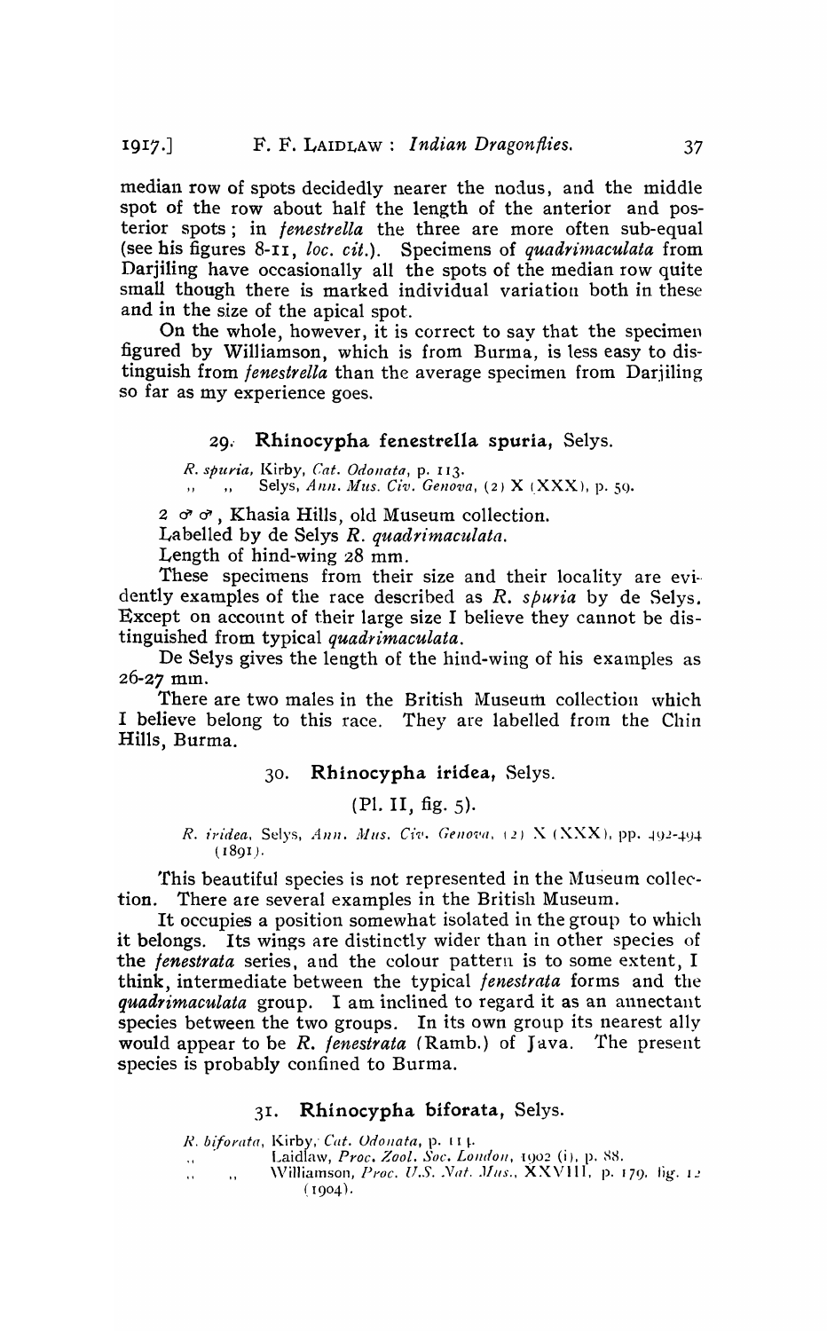median row of spots decidedly nearer the nodus, and the middle spot of the row about half the length of the anterior and posterior spots; in *fenestrella* the three are more often sub-equal (see his figures 8-11, *loc. cit.*). Specimens of *quadrimaculata* from Darjiling have occasionally all the spots of the median row quite small though there is marked individual variation both in these and in the size of the apical spot.

On the whole, however, it is correct to say that the specimen figured by Williamson, which is from Burma, is less easy to distinguish from *fenestrella* than the average specimen from Darjiling so far as my experience goes.

### 29. Rhinocypha fenestrella spuria, Selys.

*R. spuria*, Kirby, *Cat. Odonata*, p. 113.
,, ,, Selys, *Ann. Mus. Civ. Genova*, (2) X (XXX), p. 59.

2 ♂♂, Khasia Hills, old Museum collection.

Labelled by de Selys *R. quadrimaculata.*

Length of hind-wing 28 mm.

These specimens from their size and their locality are evidently examples of the race described as *R. spuria* by de Selys. Except on account of their large size I believe they cannot be distinguished from typical *quadrimaculata*.

De Selys gives the length of the hind-wing of his examples as 26-27 mm.

There are two males in the British Museum collection which I believe belong to this race. They are labelled from the Chin Hills, Burma.

### 30. Rhinocypha iridea, Selys.

(Pl. II, fig. 5).

*R. iridea*, Selys, *Ann. Mus. Civ. Genova*, (2) X (XXX), pp. 492-494 (1891).

This beautiful species is not represented in the Museum collection. There are several examples in the British Museum.

It occupies a position somewhat isolated in the group to which it belongs. Its wings are distinctly wider than in other species of the *fenestrata* series, and the colour pattern is to some extent, I think, intermediate between the typical *fenestrata* forms and the *quadrimaculata* group. I am inclined to regard it as an annectant species between the two groups. In its own group its nearest ally would appear to be *R. fenestrata* (Ramb.) of Java. The present species is probably confined to Burma.

### 31. Rhinocypha biforata, Selys.

*R. biforata*, Kirby, *Cat. Odonata*, p. 114.
,, Laidlaw, *Proc. Zool. Soc. London*, 1902 (i), p. 88.
,, ,, Williamson, *Proc. U.S. Nat. Mus.*, XXVIII, p. 179, fig. 12 (1904).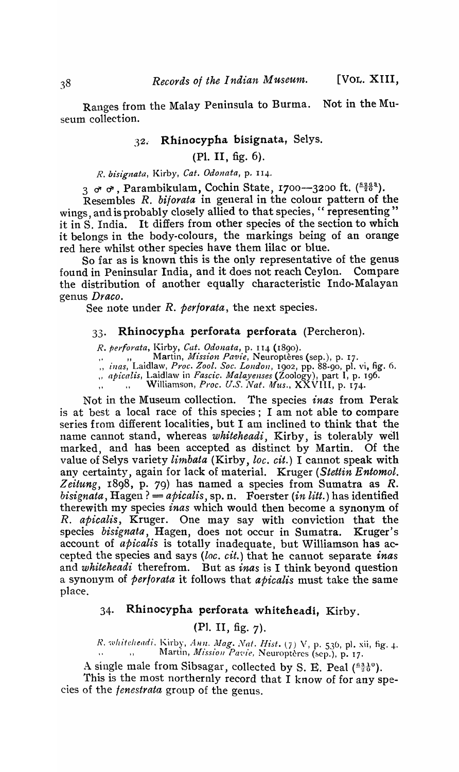Ranges from the Malay Peninsula to Burma. Not in the Museum collection.

### 32. Rhinocypha bisignata, Selys.

(Pl. II, fig. 6).

*R. bisignata*, Kirby, *Cat. Odonata*, p. 114.

3 ♂ ♂, Parambikulam, Cochin State, 1700—3200 ft. ($\frac{8263}{20}$).

Resembles *R. biforata* in general in the colour pattern of the wings, and is probably closely allied to that species, "representing" it in S. India. It differs from other species of the section to which it belongs in the body-colours, the markings being of an orange red here whilst other species have them lilac or blue.

So far as is known this is the only representative of the genus found in Peninsular India, and it does not reach Ceylon. Compare the distribution of another equally characteristic Indo-Malayan genus *Draco*.

See note under *R. perforata*, the next species.

### 33. Rhinocypha perforata perforata (Percheron).

*R. perforata*, Kirby, *Cat. Odonata*, p. 114 (1890).
,, ,, Martin, *Mission Pavie*, Neuroptères (sep.), p. 17.
,, *inas*, Laidlaw, *Proc. Zool. Soc. London*, 1902, pp. 88-90, pl. vi, fig. 6.
,, *apicalis*, Laidlaw in *Fascic. Malayenses* (Zoology), part I, p. 196.
,, ,, Williamson, *Proc. U.S. Nat. Mus.*, XXVIII, p. 174.

Not in the Museum collection. The species *inas* from Perak is at best a local race of this species; I am not able to compare series from different localities, but I am inclined to think that the name cannot stand, whereas *whiteheadi*, Kirby, is tolerably well marked, and has been accepted as distinct by Martin. Of the value of Selys variety *limbata* (Kirby, *loc. cit.*) I cannot speak with any certainty, again for lack of material. Kruger (*Stettin Entomol. Zeitung*, 1898, p. 79) has named a species from Sumatra as *R. bisignata*, Hagen ? = *apicalis*, sp. n. Foerster (*in litt.*) has identified therewith my species *inas* which would then become a synonym of *R. apicalis*, Kruger. One may say with conviction that the species *bisignata*, Hagen, does not occur in Sumatra. Kruger's account of *apicalis* is totally inadequate, but Williamson has accepted the species and says (*loc. cit.*) that he cannot separate *inas* and *whiteheadi* therefrom. But as *inas* is I think beyond question a synonym of *perforata* it follows that *apicalis* must take the same place.

### 34. Rhinocypha perforata whiteheadi, Kirby.

(Pl. II, fig. 7).

*R. whiteheadi*, Kirby, *Ann. Mag. Nat. Hist.* (7) V, p. 536, pl. xii, fig. 4.
,, ,, Martin, *Mission Pavie*, Neuroptères (sep.), p. 17.

A single male from Sibsagar, collected by S. E. Peal ($\frac{6310}{20}$).

This is the most northernly record that I know of for any species of the *fenestrata* group of the genus.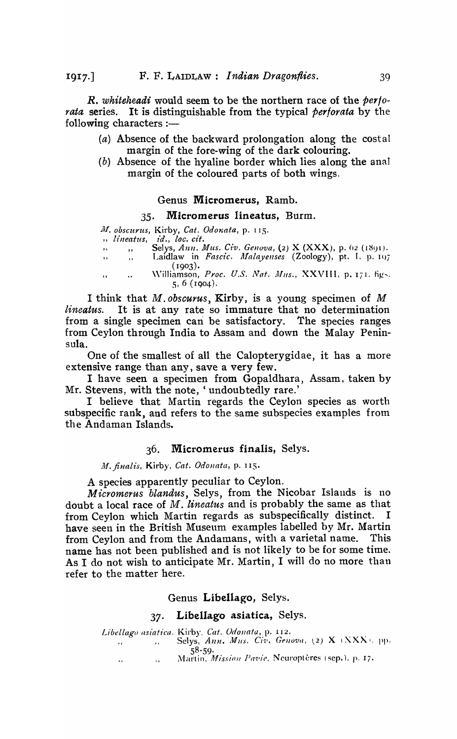*R. whiteheadi* would seem to be the northern race of the *perforata* series. It is distinguishable from the typical *perforata* by the following characters :—

(*a*) Absence of the backward prolongation along the costal margin of the fore-wing of the dark colouring.

(*b*) Absence of the hyaline border which lies along the anal margin of the coloured parts of both wings.

## Genus **Micromerus**, Ramb.

### 35. **Micromerus lineatus**, Burm.

*M. obscurus*, Kirby, *Cat. Odonata*, p. 115.
,, *lineatus*, *id.*, *loc. cit.*
,, ,, Selys, *Ann. Mus. Civ. Genova*, (2) X (XXX), p. 62 (1891).
,, ,, Laidlaw in *Fascic. Malayenses* (Zoology), pt. I. p. 197 (1903).
,, ,, Williamson, *Proc. U.S. Nat. Mus.*, XXVIII, p. 171, figs. 5, 6 (1904).

I think that *M. obscurus*, Kirby, is a young specimen of *M lineatus*. It is at any rate so immature that no determination from a single specimen can be satisfactory. The species ranges from Ceylon through India to Assam and down the Malay Peninsula.

One of the smallest of all the Calopterygidae, it has a more extensive range than any, save a very few.

I have seen a specimen from Gopaldhara, Assam, taken by Mr. Stevens, with the note, 'undoubtedly rare.'

I believe that Martin regards the Ceylon species as worth subspecific rank, and refers to the same subspecies examples from the Andaman Islands.

### 36. **Micromerus finalis**, Selys.

*M. finalis*, Kirby, *Cat. Odonata*, p. 115.

A species apparently peculiar to Ceylon.

*Micromerus blandus*, Selys, from the Nicobar Islands is no doubt a local race of *M. lineatus* and is probably the same as that from Ceylon which Martin regards as subspecifically distinct. I have seen in the British Museum examples labelled by Mr. Martin from Ceylon and from the Andamans, with a varietal name. This name has not been published and is not likely to be for some time. As I do not wish to anticipate Mr. Martin, I will do no more than refer to the matter here.

## Genus **Libellago**, Selys.

### 37. **Libellago asiatica**, Selys.

*Libellago asiatica*, Kirby, *Cat. Odonata*, p. 112.
,, ,, Selys, *Ann. Mus. Civ. Genova*, (2) X (XXX), pp. 58-59.
,, ,, Martin, *Mission Pavie*, Neuroptères (sep.), p. 17.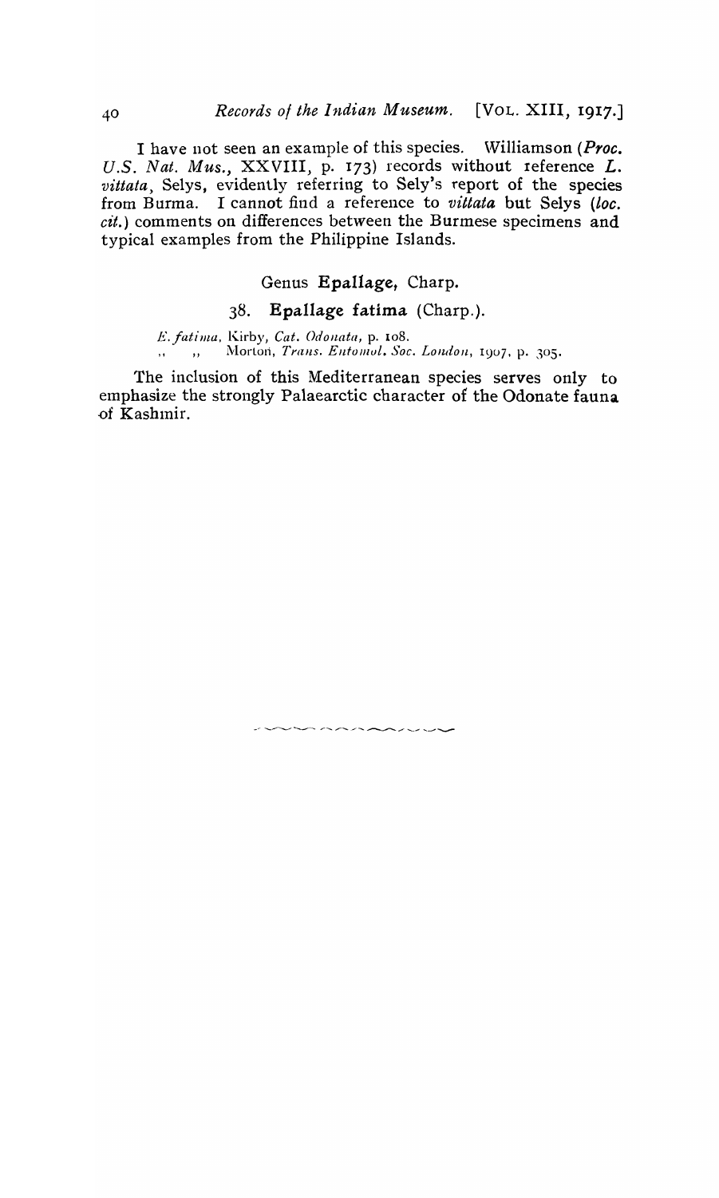I have not seen an example of this species. Williamson (*Proc. U.S. Nat. Mus.*, XXVIII, p. 173) records without reference *L. vittata*, Selys, evidently referring to Sely's report of the species from Burma. I cannot find a reference to *vittata* but Selys (*loc. cit.*) comments on differences between the Burmese specimens and typical examples from the Philippine Islands.

## Genus **Epallage**, Charp.

### 38. **Epallage fatima** (Charp.).

*E. fatima*, Kirby, *Cat. Odonata*, p. 108.
,, ,, Morton, *Trans. Entomol. Soc. London*, 1907, p. 305.

The inclusion of this Mediterranean species serves only to emphasize the strongly Palaearctic character of the Odonate fauna of Kashmir.